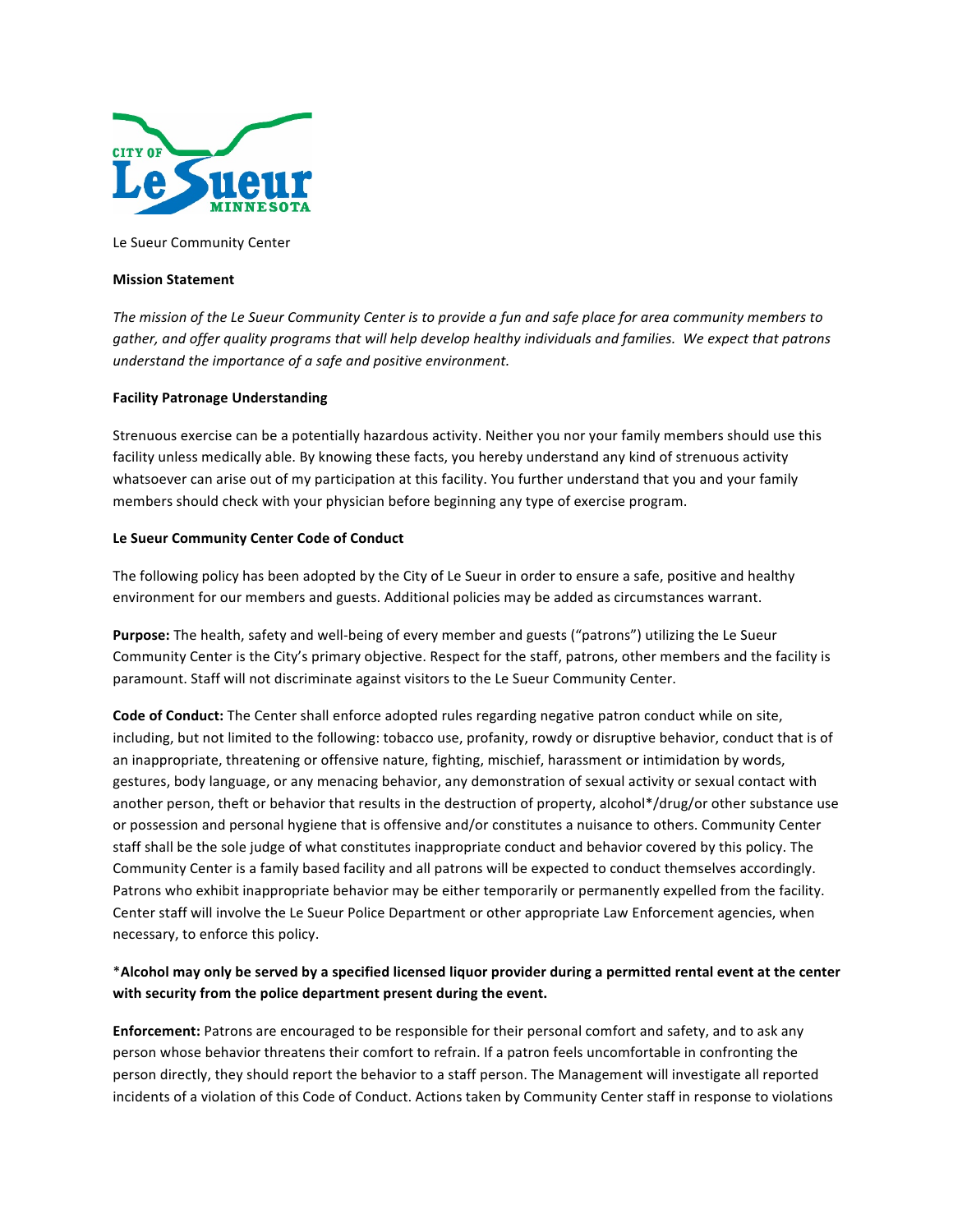Le Sueur Community Center

**Mission Statement**

*The mission of the Le Sueur Community Center is to provide a fun and safe place for area community members to gather, and offer quality programs that will help develop healthy individuals and families. We expect that patrons understand the importance of a safe and positive environment.*

**Facility Patronage Understanding**

Strenuous exercise can be a potentially hazardous activity. Neither you nor your family members should use this facility unless medically able. By knowing these facts, you hereby understand any kind of strenuous activity whatsoever can arise out of my participation at this facility. You further understand that you and your family members should check with your physician before beginning any type of exercise program.

**Le Sueur Community Center Code of Conduct**

The following policy has been adopted by the City of Le Sueur in order to ensure a safe, positive and healthy environment for our members and guests. Additional policies may be added as circumstances warrant.

**Purpose:** The health, safety and well-being of every member and guests ("patrons") utilizing the Le Sueur Community Center is the City's primary objective. Respect for the staff, patrons, other members and the facility is paramount. Staff will not discriminate against visitors to the Le Sueur Community Center.

**Code of Conduct:** The Center shall enforce adopted rules regarding negative patron conduct while on site, including, but not limited to the following: tobacco use, profanity, rowdy or disruptive behavior, conduct that is of an inappropriate, threatening or offensive nature, fighting, mischief, harassment or intimidation by words, gestures, body language, or any menacing behavior, any demonstration of sexual activity or sexual contact with another person, theft or behavior that results in the destruction of property, alcohol*/drug/or other substance use or possession and personal hygiene that is offensive and/or constitutes a nuisance to others. Community Center staff shall be the sole judge of what constitutes inappropriate conduct and behavior covered by this policy. The Community Center is a family based facility and all patrons will be expected to conduct themselves accordingly. Patrons who exhibit inappropriate behavior may be either temporarily or permanently expelled from the facility. Center staff will involve the Le Sueur Police Department or other appropriate Law Enforcement agencies, when necessary, to enforce this policy.

***Alcohol may only be served by a specified licensed liquor provider during a permitted rental event at the center with security from the police department present during the event.**

**Enforcement:** Patrons are encouraged to be responsible for their personal comfort and safety, and to ask any person whose behavior threatens their comfort to refrain. If a patron feels uncomfortable in confronting the person directly, they should report the behavior to a staff person. The Management will investigate all reported incidents of a violation of this Code of Conduct. Actions taken by Community Center staff in response to violations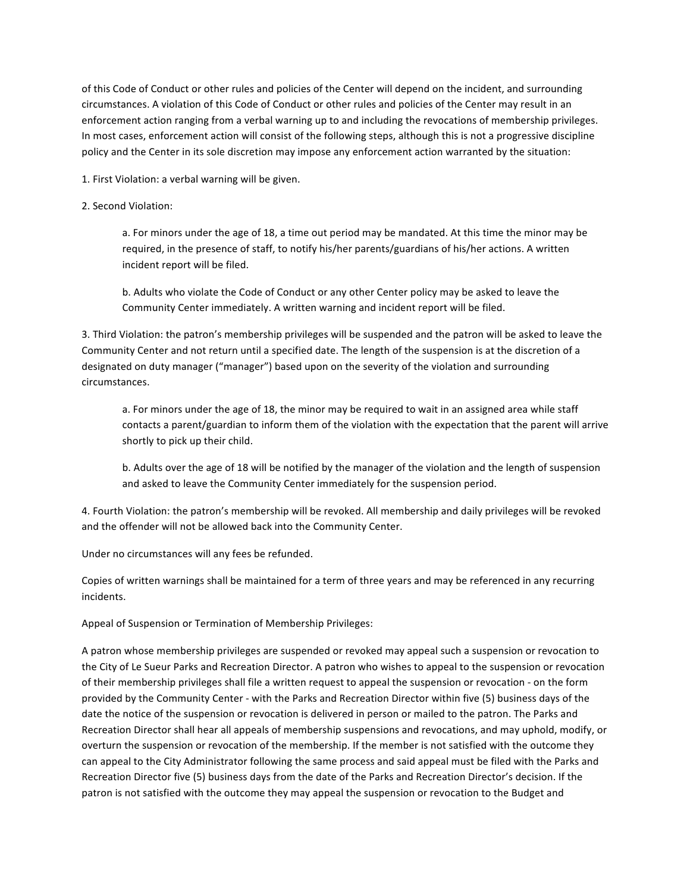of this Code of Conduct or other rules and policies of the Center will depend on the incident, and surrounding circumstances. A violation of this Code of Conduct or other rules and policies of the Center may result in an enforcement action ranging from a verbal warning up to and including the revocations of membership privileges. In most cases, enforcement action will consist of the following steps, although this is not a progressive discipline policy and the Center in its sole discretion may impose any enforcement action warranted by the situation:

1. First Violation: a verbal warning will be given.

2. Second Violation:

   a. For minors under the age of 18, a time out period may be mandated. At this time the minor may be required, in the presence of staff, to notify his/her parents/guardians of his/her actions. A written incident report will be filed.

   b. Adults who violate the Code of Conduct or any other Center policy may be asked to leave the Community Center immediately. A written warning and incident report will be filed.

3. Third Violation: the patron's membership privileges will be suspended and the patron will be asked to leave the Community Center and not return until a specified date. The length of the suspension is at the discretion of a designated on duty manager ("manager") based upon on the severity of the violation and surrounding circumstances.

   a. For minors under the age of 18, the minor may be required to wait in an assigned area while staff contacts a parent/guardian to inform them of the violation with the expectation that the parent will arrive shortly to pick up their child.

   b. Adults over the age of 18 will be notified by the manager of the violation and the length of suspension and asked to leave the Community Center immediately for the suspension period.

4. Fourth Violation: the patron's membership will be revoked. All membership and daily privileges will be revoked and the offender will not be allowed back into the Community Center.

Under no circumstances will any fees be refunded.

Copies of written warnings shall be maintained for a term of three years and may be referenced in any recurring incidents.

Appeal of Suspension or Termination of Membership Privileges:

A patron whose membership privileges are suspended or revoked may appeal such a suspension or revocation to the City of Le Sueur Parks and Recreation Director. A patron who wishes to appeal to the suspension or revocation of their membership privileges shall file a written request to appeal the suspension or revocation - on the form provided by the Community Center - with the Parks and Recreation Director within five (5) business days of the date the notice of the suspension or revocation is delivered in person or mailed to the patron. The Parks and Recreation Director shall hear all appeals of membership suspensions and revocations, and may uphold, modify, or overturn the suspension or revocation of the membership. If the member is not satisfied with the outcome they can appeal to the City Administrator following the same process and said appeal must be filed with the Parks and Recreation Director five (5) business days from the date of the Parks and Recreation Director's decision. If the patron is not satisfied with the outcome they may appeal the suspension or revocation to the Budget and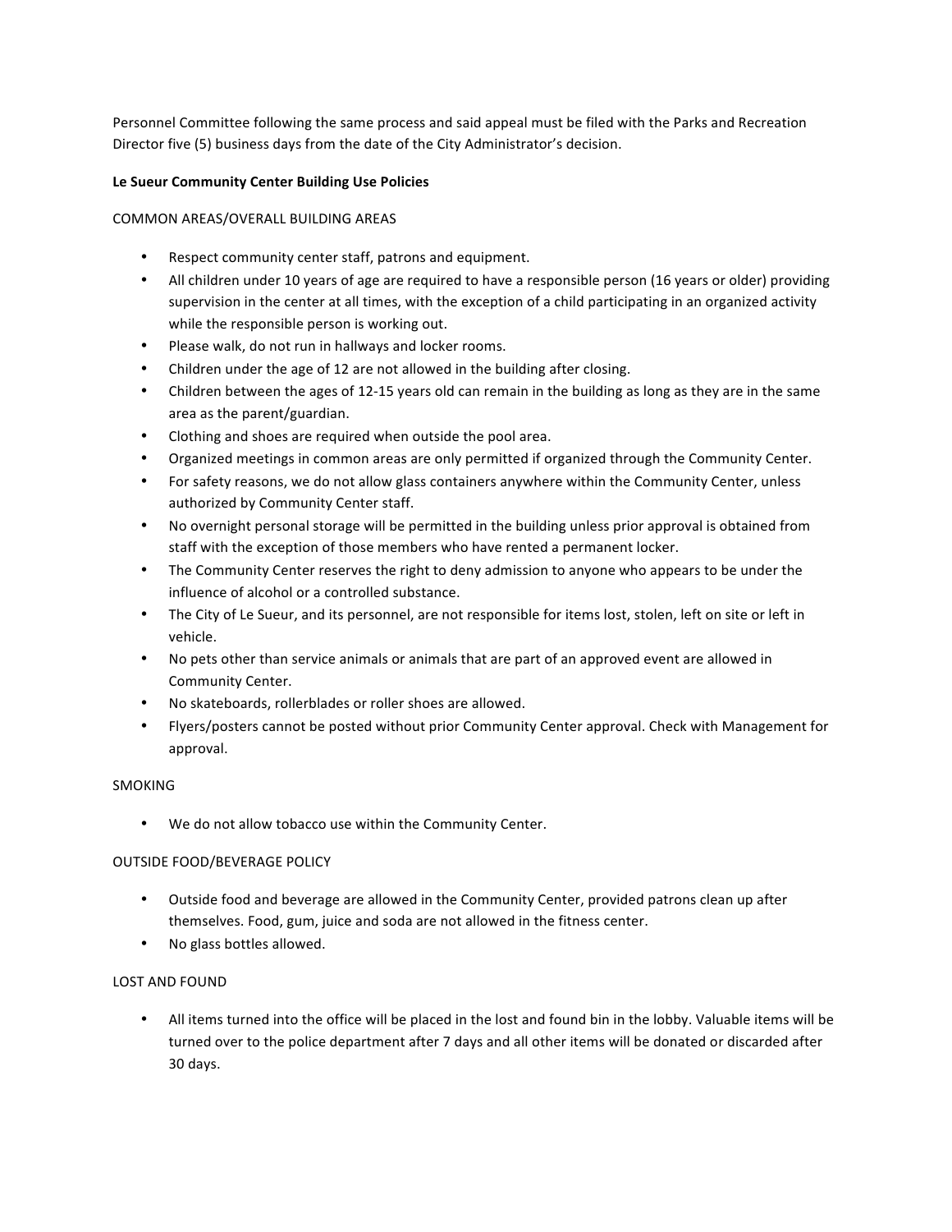Personnel Committee following the same process and said appeal must be filed with the Parks and Recreation Director five (5) business days from the date of the City Administrator's decision.

**Le Sueur Community Center Building Use Policies**

COMMON AREAS/OVERALL BUILDING AREAS

- Respect community center staff, patrons and equipment.
- All children under 10 years of age are required to have a responsible person (16 years or older) providing supervision in the center at all times, with the exception of a child participating in an organized activity while the responsible person is working out.
- Please walk, do not run in hallways and locker rooms.
- Children under the age of 12 are not allowed in the building after closing.
- Children between the ages of 12-15 years old can remain in the building as long as they are in the same area as the parent/guardian.
- Clothing and shoes are required when outside the pool area.
- Organized meetings in common areas are only permitted if organized through the Community Center.
- For safety reasons, we do not allow glass containers anywhere within the Community Center, unless authorized by Community Center staff.
- No overnight personal storage will be permitted in the building unless prior approval is obtained from staff with the exception of those members who have rented a permanent locker.
- The Community Center reserves the right to deny admission to anyone who appears to be under the influence of alcohol or a controlled substance.
- The City of Le Sueur, and its personnel, are not responsible for items lost, stolen, left on site or left in vehicle.
- No pets other than service animals or animals that are part of an approved event are allowed in Community Center.
- No skateboards, rollerblades or roller shoes are allowed.
- Flyers/posters cannot be posted without prior Community Center approval. Check with Management for approval.

SMOKING

- We do not allow tobacco use within the Community Center.

OUTSIDE FOOD/BEVERAGE POLICY

- Outside food and beverage are allowed in the Community Center, provided patrons clean up after themselves. Food, gum, juice and soda are not allowed in the fitness center.
- No glass bottles allowed.

LOST AND FOUND

- All items turned into the office will be placed in the lost and found bin in the lobby. Valuable items will be turned over to the police department after 7 days and all other items will be donated or discarded after 30 days.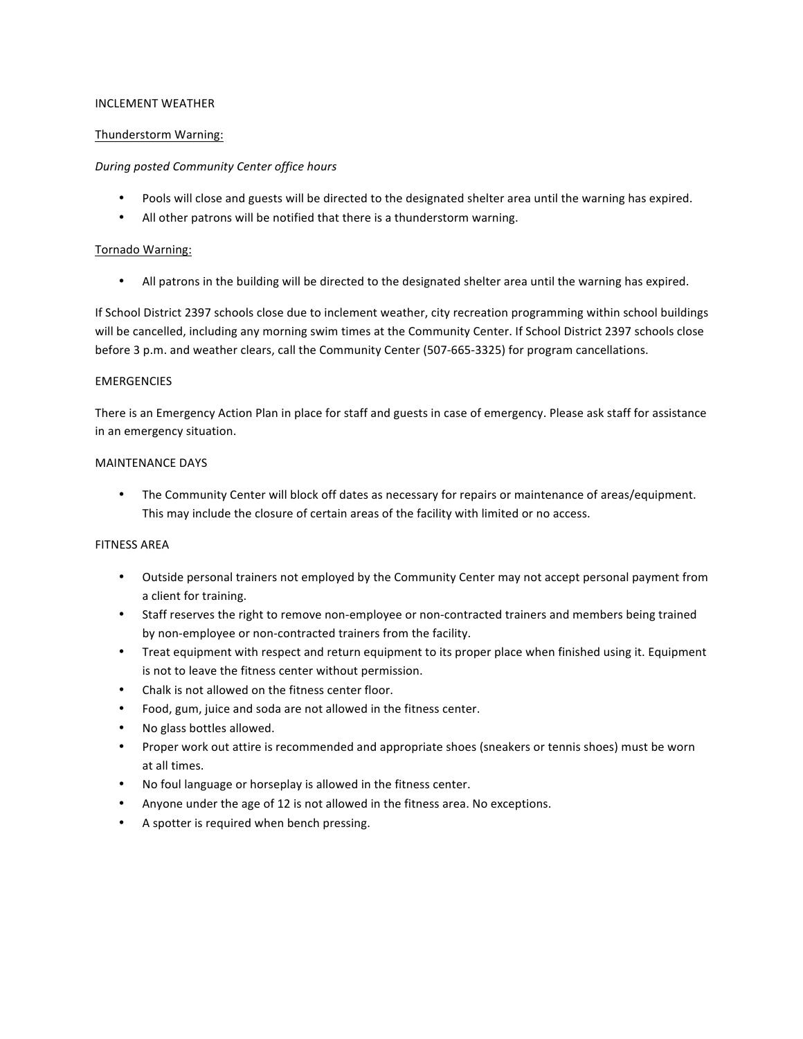## INCLEMENT WEATHER

### Thunderstorm Warning:

*During posted Community Center office hours*

- Pools will close and guests will be directed to the designated shelter area until the warning has expired.
- All other patrons will be notified that there is a thunderstorm warning.

### Tornado Warning:

- All patrons in the building will be directed to the designated shelter area until the warning has expired.

If School District 2397 schools close due to inclement weather, city recreation programming within school buildings will be cancelled, including any morning swim times at the Community Center. If School District 2397 schools close before 3 p.m. and weather clears, call the Community Center (507-665-3325) for program cancellations.

## EMERGENCIES

There is an Emergency Action Plan in place for staff and guests in case of emergency. Please ask staff for assistance in an emergency situation.

## MAINTENANCE DAYS

- The Community Center will block off dates as necessary for repairs or maintenance of areas/equipment. This may include the closure of certain areas of the facility with limited or no access.

## FITNESS AREA

- Outside personal trainers not employed by the Community Center may not accept personal payment from a client for training.
- Staff reserves the right to remove non-employee or non-contracted trainers and members being trained by non-employee or non-contracted trainers from the facility.
- Treat equipment with respect and return equipment to its proper place when finished using it. Equipment is not to leave the fitness center without permission.
- Chalk is not allowed on the fitness center floor.
- Food, gum, juice and soda are not allowed in the fitness center.
- No glass bottles allowed.
- Proper work out attire is recommended and appropriate shoes (sneakers or tennis shoes) must be worn at all times.
- No foul language or horseplay is allowed in the fitness center.
- Anyone under the age of 12 is not allowed in the fitness area. No exceptions.
- A spotter is required when bench pressing.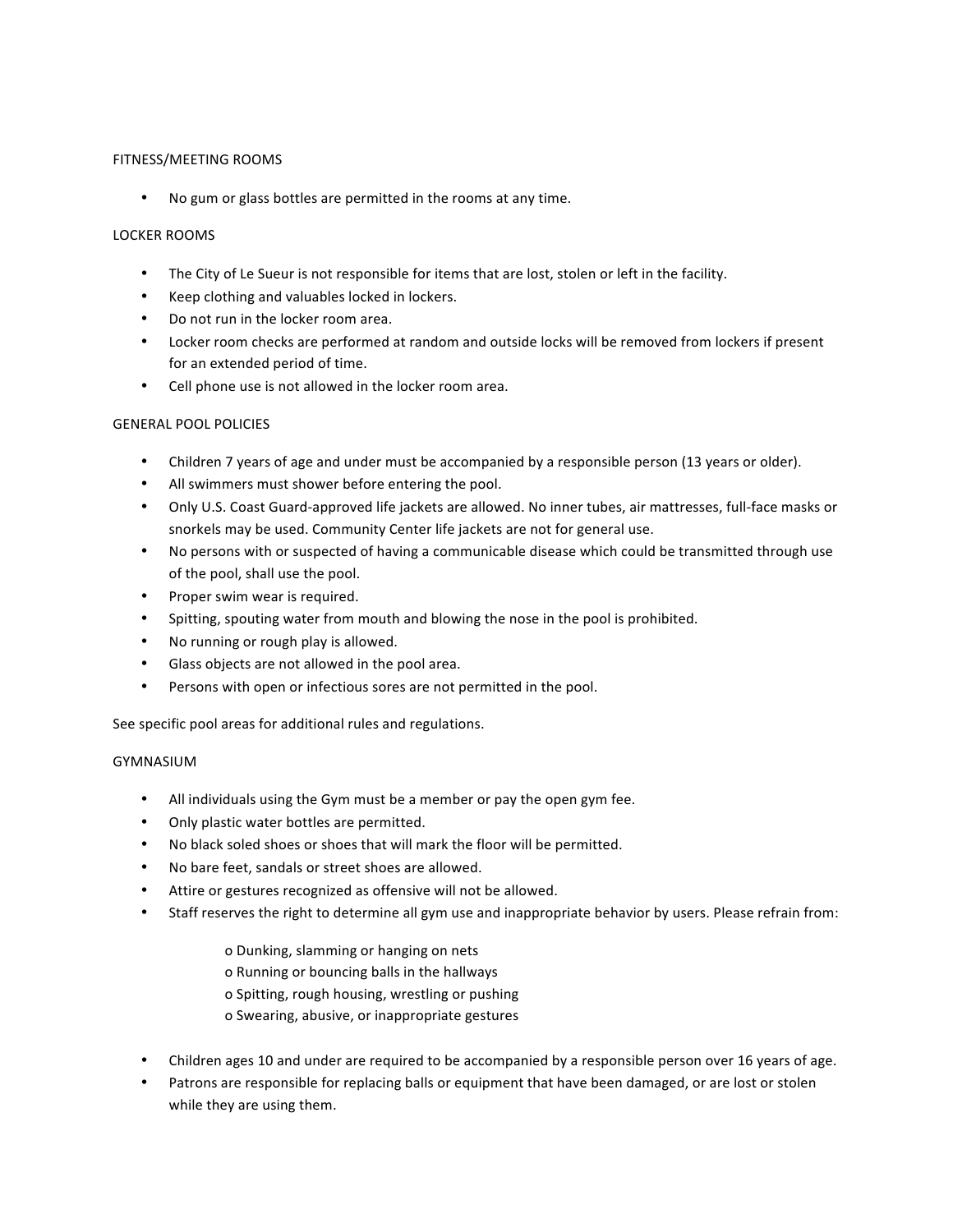## FITNESS/MEETING ROOMS

- No gum or glass bottles are permitted in the rooms at any time.

## LOCKER ROOMS

- The City of Le Sueur is not responsible for items that are lost, stolen or left in the facility.
- Keep clothing and valuables locked in lockers.
- Do not run in the locker room area.
- Locker room checks are performed at random and outside locks will be removed from lockers if present for an extended period of time.
- Cell phone use is not allowed in the locker room area.

## GENERAL POOL POLICIES

- Children 7 years of age and under must be accompanied by a responsible person (13 years or older).
- All swimmers must shower before entering the pool.
- Only U.S. Coast Guard-approved life jackets are allowed. No inner tubes, air mattresses, full-face masks or snorkels may be used. Community Center life jackets are not for general use.
- No persons with or suspected of having a communicable disease which could be transmitted through use of the pool, shall use the pool.
- Proper swim wear is required.
- Spitting, spouting water from mouth and blowing the nose in the pool is prohibited.
- No running or rough play is allowed.
- Glass objects are not allowed in the pool area.
- Persons with open or infectious sores are not permitted in the pool.

See specific pool areas for additional rules and regulations.

## GYMNASIUM

- All individuals using the Gym must be a member or pay the open gym fee.
- Only plastic water bottles are permitted.
- No black soled shoes or shoes that will mark the floor will be permitted.
- No bare feet, sandals or street shoes are allowed.
- Attire or gestures recognized as offensive will not be allowed.
- Staff reserves the right to determine all gym use and inappropriate behavior by users. Please refrain from:
  - Dunking, slamming or hanging on nets
  - Running or bouncing balls in the hallways
  - Spitting, rough housing, wrestling or pushing
  - Swearing, abusive, or inappropriate gestures
- Children ages 10 and under are required to be accompanied by a responsible person over 16 years of age.
- Patrons are responsible for replacing balls or equipment that have been damaged, or are lost or stolen while they are using them.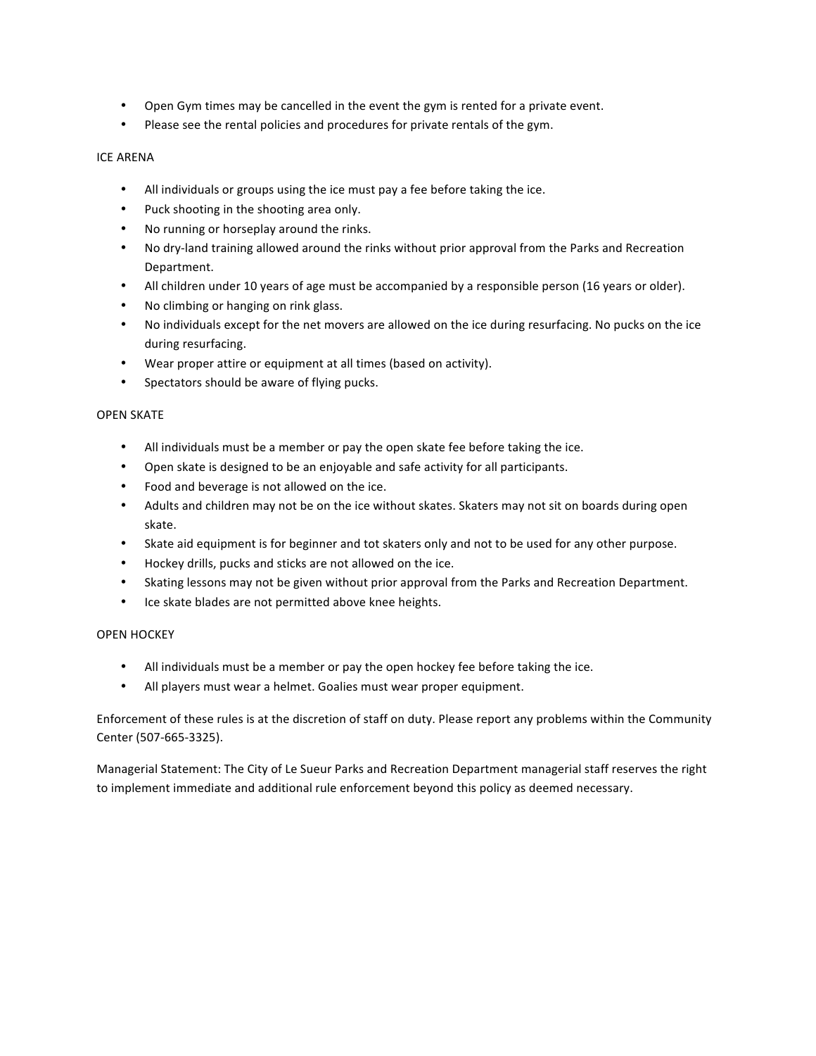- Open Gym times may be cancelled in the event the gym is rented for a private event.
- Please see the rental policies and procedures for private rentals of the gym.

ICE ARENA

- All individuals or groups using the ice must pay a fee before taking the ice.
- Puck shooting in the shooting area only.
- No running or horseplay around the rinks.
- No dry-land training allowed around the rinks without prior approval from the Parks and Recreation Department.
- All children under 10 years of age must be accompanied by a responsible person (16 years or older).
- No climbing or hanging on rink glass.
- No individuals except for the net movers are allowed on the ice during resurfacing. No pucks on the ice during resurfacing.
- Wear proper attire or equipment at all times (based on activity).
- Spectators should be aware of flying pucks.

OPEN SKATE

- All individuals must be a member or pay the open skate fee before taking the ice.
- Open skate is designed to be an enjoyable and safe activity for all participants.
- Food and beverage is not allowed on the ice.
- Adults and children may not be on the ice without skates. Skaters may not sit on boards during open skate.
- Skate aid equipment is for beginner and tot skaters only and not to be used for any other purpose.
- Hockey drills, pucks and sticks are not allowed on the ice.
- Skating lessons may not be given without prior approval from the Parks and Recreation Department.
- Ice skate blades are not permitted above knee heights.

OPEN HOCKEY

- All individuals must be a member or pay the open hockey fee before taking the ice.
- All players must wear a helmet. Goalies must wear proper equipment.

Enforcement of these rules is at the discretion of staff on duty. Please report any problems within the Community Center (507-665-3325).

Managerial Statement: The City of Le Sueur Parks and Recreation Department managerial staff reserves the right to implement immediate and additional rule enforcement beyond this policy as deemed necessary.